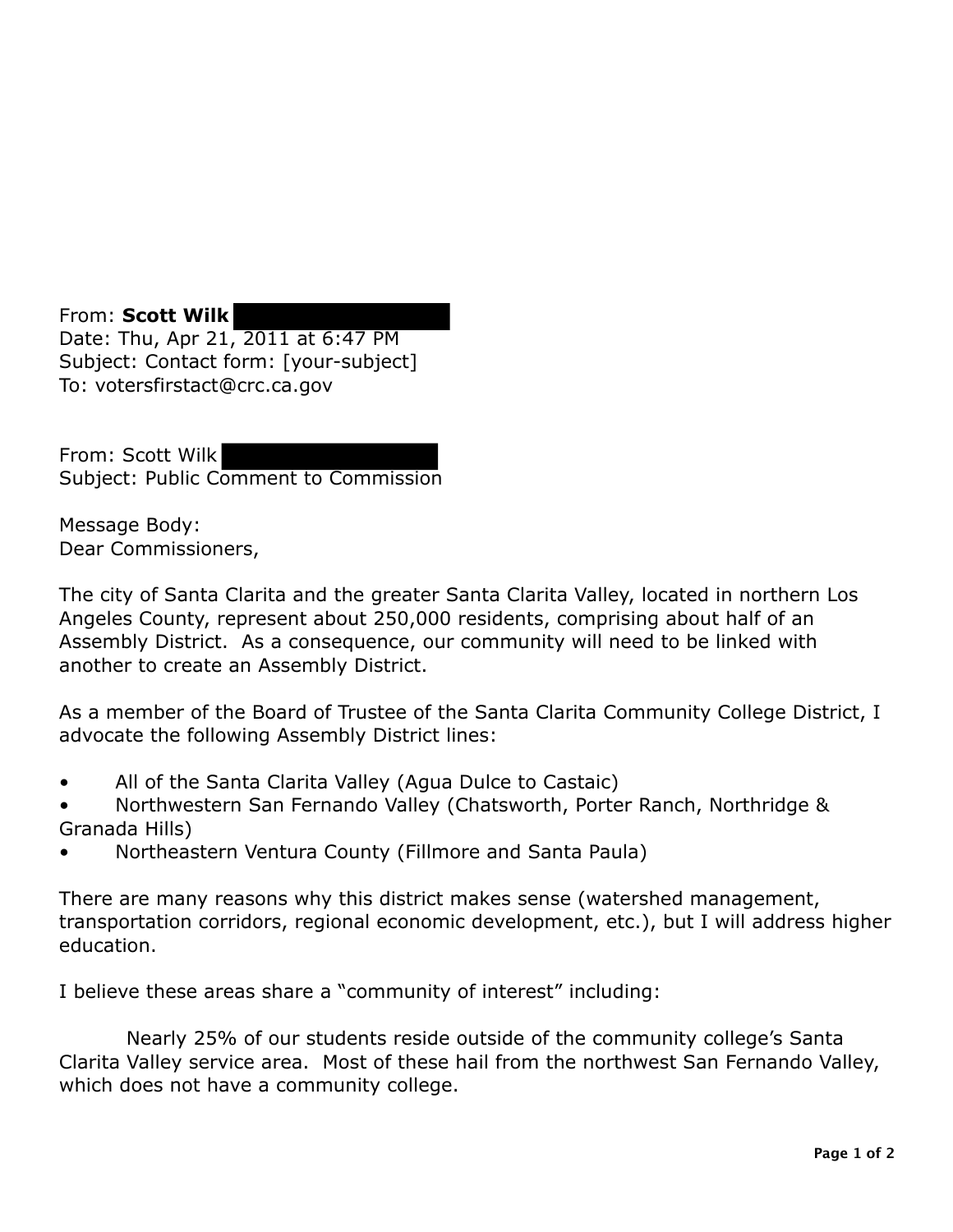From: **Scott Wilk**
Date: Thu, Apr 21, 2011 at 6:47 PM
Subject: Contact form: [your-subject]
To: votersfirstact@crc.ca.gov

From: Scott Wilk
Subject: Public Comment to Commission

Message Body:
Dear Commissioners,

The city of Santa Clarita and the greater Santa Clarita Valley, located in northern Los Angeles County, represent about 250,000 residents, comprising about half of an Assembly District. As a consequence, our community will need to be linked with another to create an Assembly District.

As a member of the Board of Trustee of the Santa Clarita Community College District, I advocate the following Assembly District lines:

- All of the Santa Clarita Valley (Agua Dulce to Castaic)
- Northwestern San Fernando Valley (Chatsworth, Porter Ranch, Northridge & Granada Hills)
- Northeastern Ventura County (Fillmore and Santa Paula)

There are many reasons why this district makes sense (watershed management, transportation corridors, regional economic development, etc.), but I will address higher education.

I believe these areas share a "community of interest" including:

Nearly 25% of our students reside outside of the community college's Santa Clarita Valley service area. Most of these hail from the northwest San Fernando Valley, which does not have a community college.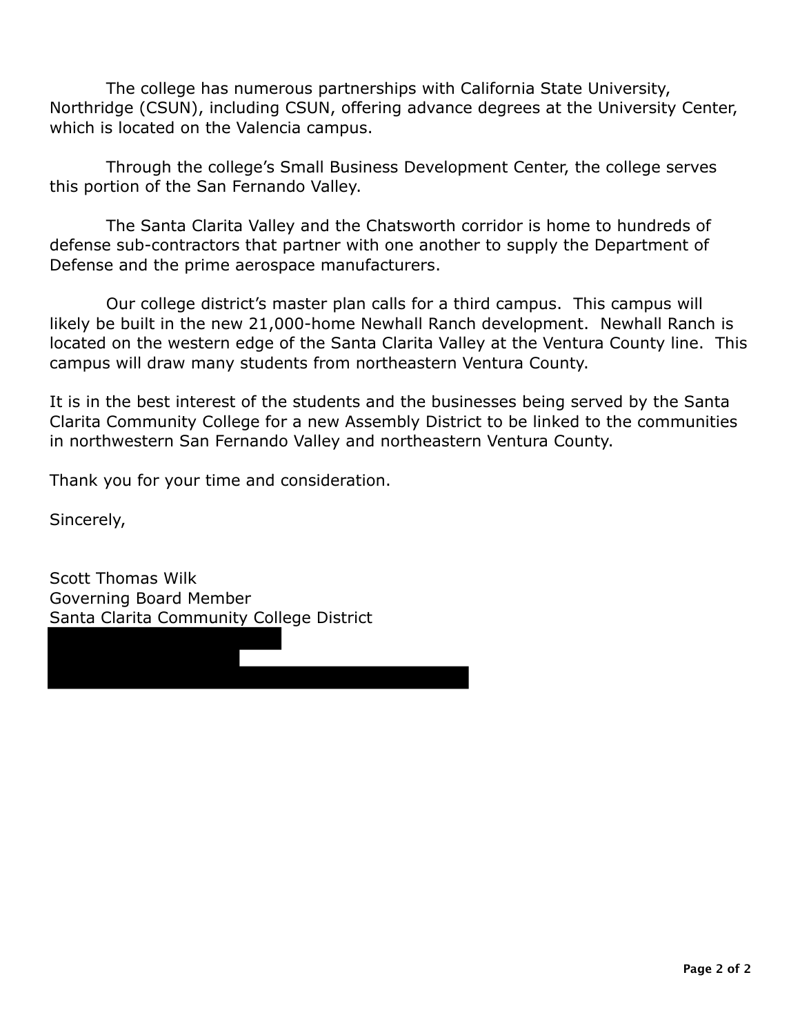The college has numerous partnerships with California State University, Northridge (CSUN), including CSUN, offering advance degrees at the University Center, which is located on the Valencia campus.

Through the college's Small Business Development Center, the college serves this portion of the San Fernando Valley.

The Santa Clarita Valley and the Chatsworth corridor is home to hundreds of defense sub-contractors that partner with one another to supply the Department of Defense and the prime aerospace manufacturers.

Our college district's master plan calls for a third campus. This campus will likely be built in the new 21,000-home Newhall Ranch development. Newhall Ranch is located on the western edge of the Santa Clarita Valley at the Ventura County line. This campus will draw many students from northeastern Ventura County.

It is in the best interest of the students and the businesses being served by the Santa Clarita Community College for a new Assembly District to be linked to the communities in northwestern San Fernando Valley and northeastern Ventura County.

Thank you for your time and consideration.

Sincerely,

Scott Thomas Wilk
Governing Board Member
Santa Clarita Community College District